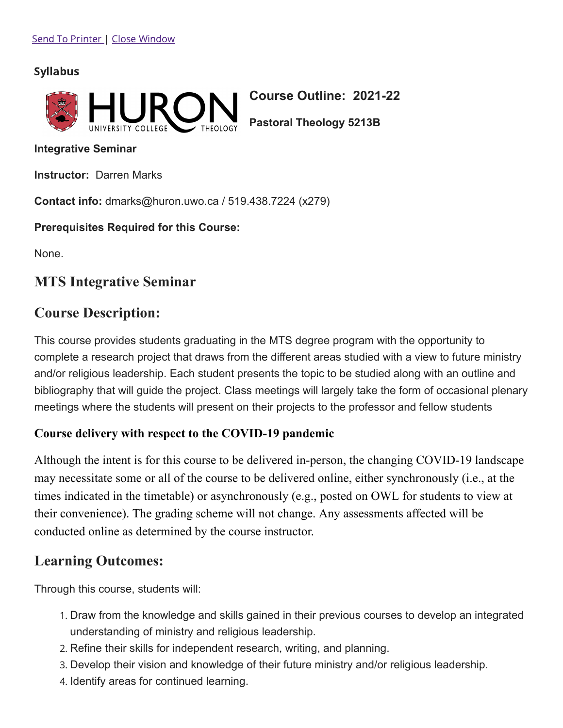Send To Printer | Close Window

**Syllabus**

**Course Outline: 2021-22**

**Pastoral Theology 5213B**

**Integrative Seminar**

**Instructor:** Darren Marks

**Contact info:** dmarks@huron.uwo.ca / 519.438.7224 (x279)

**Prerequisites Required for this Course:**

None.

## MTS Integrative Seminar

## Course Description:

This course provides students graduating in the MTS degree program with the opportunity to complete a research project that draws from the different areas studied with a view to future ministry and/or religious leadership. Each student presents the topic to be studied along with an outline and bibliography that will guide the project. Class meetings will largely take the form of occasional plenary meetings where the students will present on their projects to the professor and fellow students

**Course delivery with respect to the COVID-19 pandemic**

Although the intent is for this course to be delivered in-person, the changing COVID-19 landscape may necessitate some or all of the course to be delivered online, either synchronously (i.e., at the times indicated in the timetable) or asynchronously (e.g., posted on OWL for students to view at their convenience). The grading scheme will not change. Any assessments affected will be conducted online as determined by the course instructor.

## Learning Outcomes:

Through this course, students will:

1. Draw from the knowledge and skills gained in their previous courses to develop an integrated understanding of ministry and religious leadership.
2. Refine their skills for independent research, writing, and planning.
3. Develop their vision and knowledge of their future ministry and/or religious leadership.
4. Identify areas for continued learning.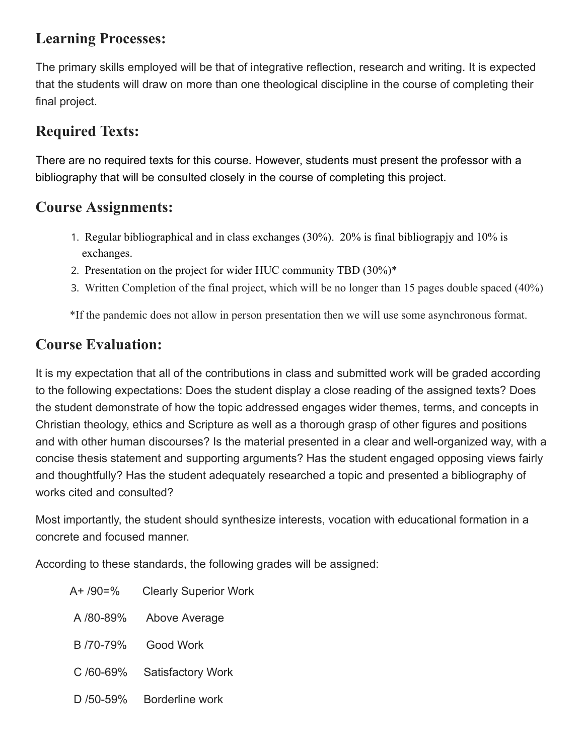## Learning Processes:

The primary skills employed will be that of integrative reflection, research and writing. It is expected that the students will draw on more than one theological discipline in the course of completing their final project.

## Required Texts:

There are no required texts for this course. However, students must present the professor with a bibliography that will be consulted closely in the course of completing this project.

## Course Assignments:

1. Regular bibliographical and in class exchanges (30%). 20% is final bibliograpjy and 10% is exchanges.
2. Presentation on the project for wider HUC community TBD (30%)*
3. Written Completion of the final project, which will be no longer than 15 pages double spaced (40%)

*If the pandemic does not allow in person presentation then we will use some asynchronous format.

## Course Evaluation:

It is my expectation that all of the contributions in class and submitted work will be graded according to the following expectations: Does the student display a close reading of the assigned texts? Does the student demonstrate of how the topic addressed engages wider themes, terms, and concepts in Christian theology, ethics and Scripture as well as a thorough grasp of other figures and positions and with other human discourses? Is the material presented in a clear and well-organized way, with a concise thesis statement and supporting arguments? Has the student engaged opposing views fairly and thoughtfully? Has the student adequately researched a topic and presented a bibliography of works cited and consulted?

Most importantly, the student should synthesize interests, vocation with educational formation in a concrete and focused manner.

According to these standards, the following grades will be assigned:

A+ /90=% Clearly Superior Work

A /80-89% Above Average

B /70-79% Good Work

C /60-69% Satisfactory Work

D /50-59% Borderline work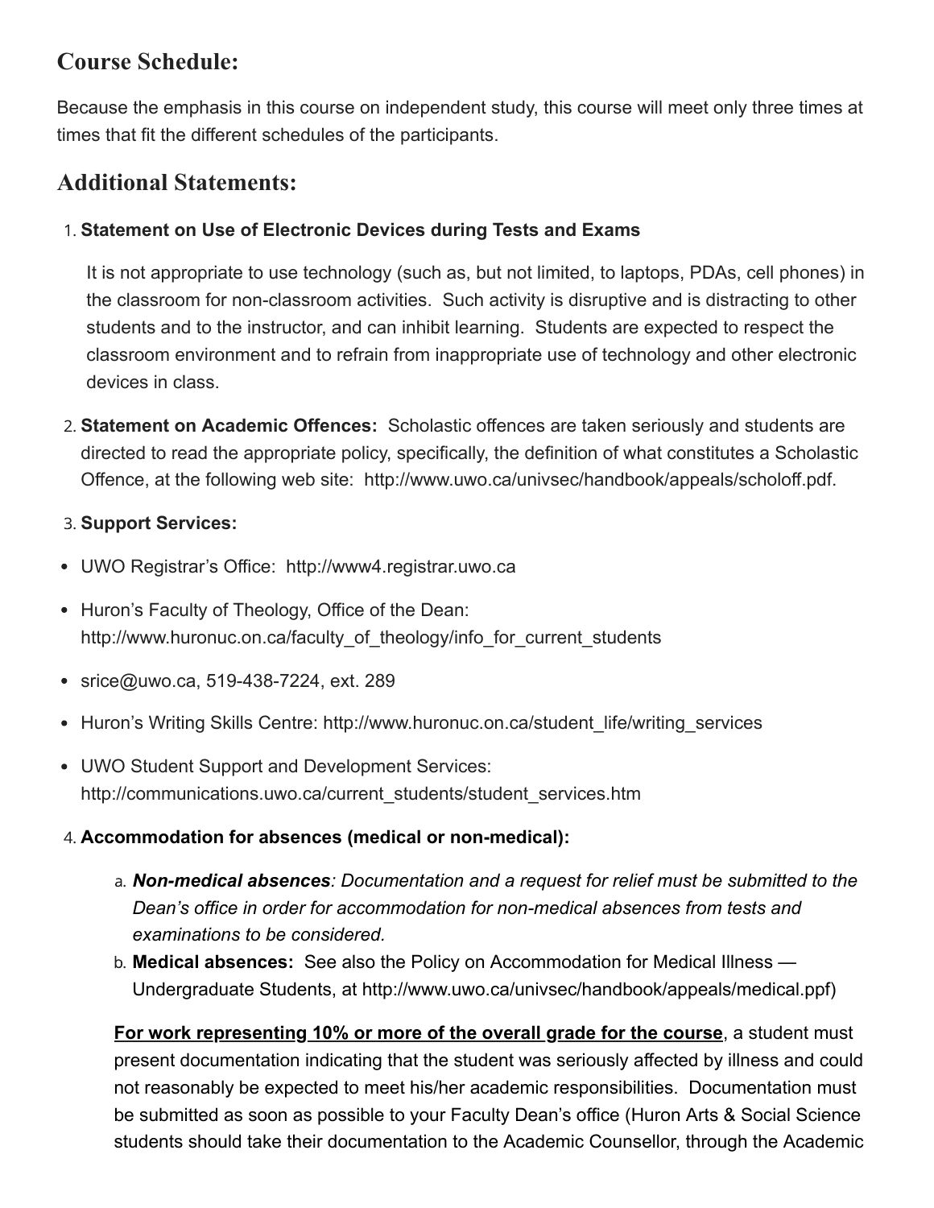## Course Schedule:

Because the emphasis in this course on independent study, this course will meet only three times at times that fit the different schedules of the participants.

## Additional Statements:

1. **Statement on Use of Electronic Devices during Tests and Exams**

   It is not appropriate to use technology (such as, but not limited, to laptops, PDAs, cell phones) in the classroom for non-classroom activities.  Such activity is disruptive and is distracting to other students and to the instructor, and can inhibit learning.  Students are expected to respect the classroom environment and to refrain from inappropriate use of technology and other electronic devices in class.

2. **Statement on Academic Offences:**  Scholastic offences are taken seriously and students are directed to read the appropriate policy, specifically, the definition of what constitutes a Scholastic Offence, at the following web site:  http://www.uwo.ca/univsec/handbook/appeals/scholoff.pdf.

3. **Support Services:**

- UWO Registrar's Office:  http://www4.registrar.uwo.ca
- Huron's Faculty of Theology, Office of the Dean: http://www.huronuc.on.ca/faculty_of_theology/info_for_current_students
- srice@uwo.ca, 519-438-7224, ext. 289
- Huron's Writing Skills Centre: http://www.huronuc.on.ca/student_life/writing_services
- UWO Student Support and Development Services: http://communications.uwo.ca/current_students/student_services.htm

4. **Accommodation for absences (medical or non-medical):**

   a. ***Non-medical absences****: Documentation and a request for relief must be submitted to the Dean's office in order for accommodation for non-medical absences from tests and examinations to be considered.*

   b. **Medical absences:**  See also the Policy on Accommodation for Medical Illness — Undergraduate Students, at http://www.uwo.ca/univsec/handbook/appeals/medical.ppf)

   **<u>For work representing 10% or more of the overall grade for the course</u>**, a student must present documentation indicating that the student was seriously affected by illness and could not reasonably be expected to meet his/her academic responsibilities.  Documentation must be submitted as soon as possible to your Faculty Dean's office (Huron Arts & Social Science students should take their documentation to the Academic Counsellor, through the Academic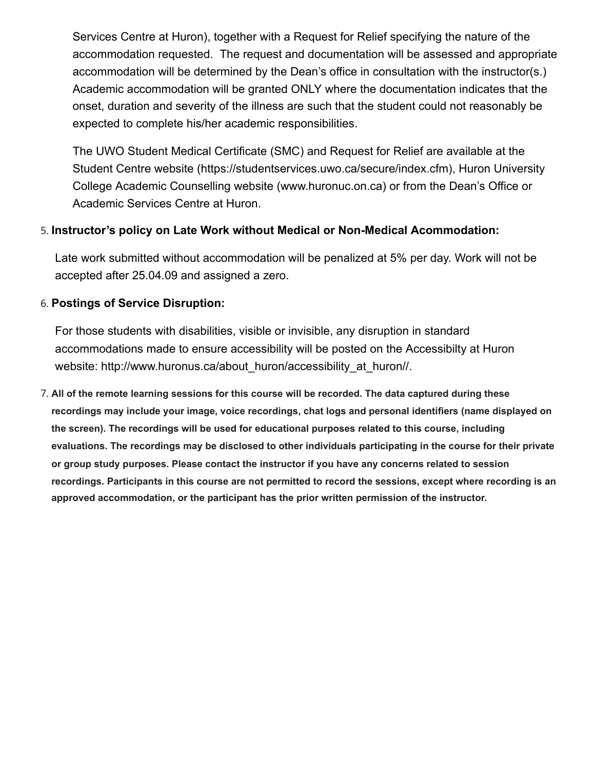Services Centre at Huron), together with a Request for Relief specifying the nature of the accommodation requested. The request and documentation will be assessed and appropriate accommodation will be determined by the Dean's office in consultation with the instructor(s.) Academic accommodation will be granted ONLY where the documentation indicates that the onset, duration and severity of the illness are such that the student could not reasonably be expected to complete his/her academic responsibilities.

The UWO Student Medical Certificate (SMC) and Request for Relief are available at the Student Centre website (https://studentservices.uwo.ca/secure/index.cfm), Huron University College Academic Counselling website (www.huronuc.on.ca) or from the Dean's Office or Academic Services Centre at Huron.

5. **Instructor's policy on Late Work without Medical or Non-Medical Acommodation:**

   Late work submitted without accommodation will be penalized at 5% per day. Work will not be accepted after 25.04.09 and assigned a zero.

6. **Postings of Service Disruption:**

   For those students with disabilities, visible or invisible, any disruption in standard accommodations made to ensure accessibility will be posted on the Accessibilty at Huron website: http://www.huronus.ca/about_huron/accessibility_at_huron//.

7. **All of the remote learning sessions for this course will be recorded. The data captured during these recordings may include your image, voice recordings, chat logs and personal identifiers (name displayed on the screen). The recordings will be used for educational purposes related to this course, including evaluations. The recordings may be disclosed to other individuals participating in the course for their private or group study purposes. Please contact the instructor if you have any concerns related to session recordings. Participants in this course are not permitted to record the sessions, except where recording is an approved accommodation, or the participant has the prior written permission of the instructor.**